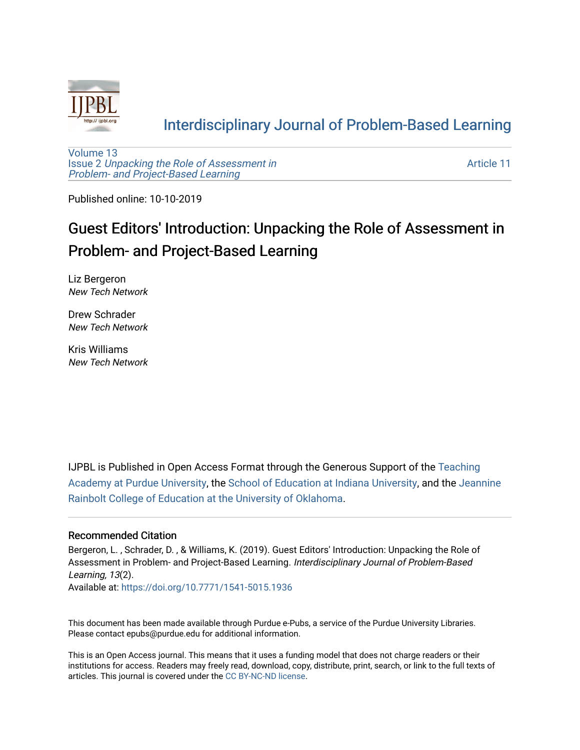# Interdisciplinary Journal of Problem-Based Learning

Volume 13
Issue 2 *Unpacking the Role of Assessment in Problem- and Project-Based Learning*

Article 11

Published online: 10-10-2019

## Guest Editors' Introduction: Unpacking the Role of Assessment in Problem- and Project-Based Learning

Liz Bergeron
*New Tech Network*

Drew Schrader
*New Tech Network*

Kris Williams
*New Tech Network*

IJPBL is Published in Open Access Format through the Generous Support of the Teaching Academy at Purdue University, the School of Education at Indiana University, and the Jeannine Rainbolt College of Education at the University of Oklahoma.

### Recommended Citation

Bergeron, L. , Schrader, D. , & Williams, K. (2019). Guest Editors' Introduction: Unpacking the Role of Assessment in Problem- and Project-Based Learning. *Interdisciplinary Journal of Problem-Based Learning, 13*(2).
Available at: https://doi.org/10.7771/1541-5015.1936

This document has been made available through Purdue e-Pubs, a service of the Purdue University Libraries. Please contact epubs@purdue.edu for additional information.

This is an Open Access journal. This means that it uses a funding model that does not charge readers or their institutions for access. Readers may freely read, download, copy, distribute, print, search, or link to the full texts of articles. This journal is covered under the CC BY-NC-ND license.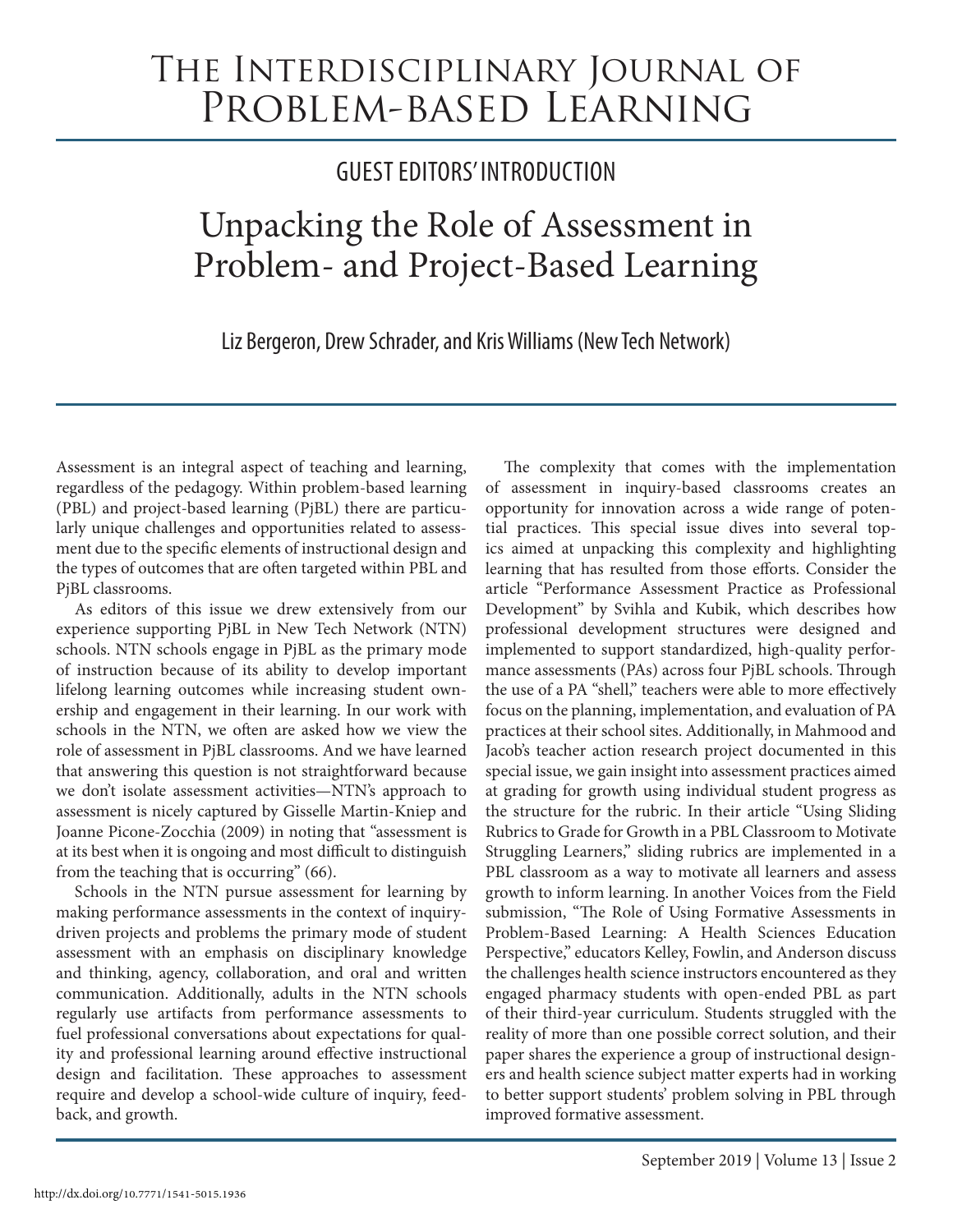# The Interdisciplinary Journal of Problem-based Learning

## GUEST EDITORS' INTRODUCTION

# Unpacking the Role of Assessment in Problem- and Project-Based Learning

Liz Bergeron, Drew Schrader, and Kris Williams (New Tech Network)

Assessment is an integral aspect of teaching and learning, regardless of the pedagogy. Within problem-based learning (PBL) and project-based learning (PjBL) there are particularly unique challenges and opportunities related to assessment due to the specific elements of instructional design and the types of outcomes that are often targeted within PBL and PjBL classrooms.

As editors of this issue we drew extensively from our experience supporting PjBL in New Tech Network (NTN) schools. NTN schools engage in PjBL as the primary mode of instruction because of its ability to develop important lifelong learning outcomes while increasing student ownership and engagement in their learning. In our work with schools in the NTN, we often are asked how we view the role of assessment in PjBL classrooms. And we have learned that answering this question is not straightforward because we don't isolate assessment activities—NTN's approach to assessment is nicely captured by Gisselle Martin-Kniep and Joanne Picone-Zocchia (2009) in noting that "assessment is at its best when it is ongoing and most difficult to distinguish from the teaching that is occurring" (66).

Schools in the NTN pursue assessment for learning by making performance assessments in the context of inquiry-driven projects and problems the primary mode of student assessment with an emphasis on disciplinary knowledge and thinking, agency, collaboration, and oral and written communication. Additionally, adults in the NTN schools regularly use artifacts from performance assessments to fuel professional conversations about expectations for quality and professional learning around effective instructional design and facilitation. These approaches to assessment require and develop a school-wide culture of inquiry, feedback, and growth.

The complexity that comes with the implementation of assessment in inquiry-based classrooms creates an opportunity for innovation across a wide range of potential practices. This special issue dives into several topics aimed at unpacking this complexity and highlighting learning that has resulted from those efforts. Consider the article "Performance Assessment Practice as Professional Development" by Svihla and Kubik, which describes how professional development structures were designed and implemented to support standardized, high-quality performance assessments (PAs) across four PjBL schools. Through the use of a PA "shell," teachers were able to more effectively focus on the planning, implementation, and evaluation of PA practices at their school sites. Additionally, in Mahmood and Jacob's teacher action research project documented in this special issue, we gain insight into assessment practices aimed at grading for growth using individual student progress as the structure for the rubric. In their article "Using Sliding Rubrics to Grade for Growth in a PBL Classroom to Motivate Struggling Learners," sliding rubrics are implemented in a PBL classroom as a way to motivate all learners and assess growth to inform learning. In another Voices from the Field submission, "The Role of Using Formative Assessments in Problem-Based Learning: A Health Sciences Education Perspective," educators Kelley, Fowlin, and Anderson discuss the challenges health science instructors encountered as they engaged pharmacy students with open-ended PBL as part of their third-year curriculum. Students struggled with the reality of more than one possible correct solution, and their paper shares the experience a group of instructional designers and health science subject matter experts had in working to better support students' problem solving in PBL through improved formative assessment.

http://dx.doi.org/10.7771/1541-5015.1936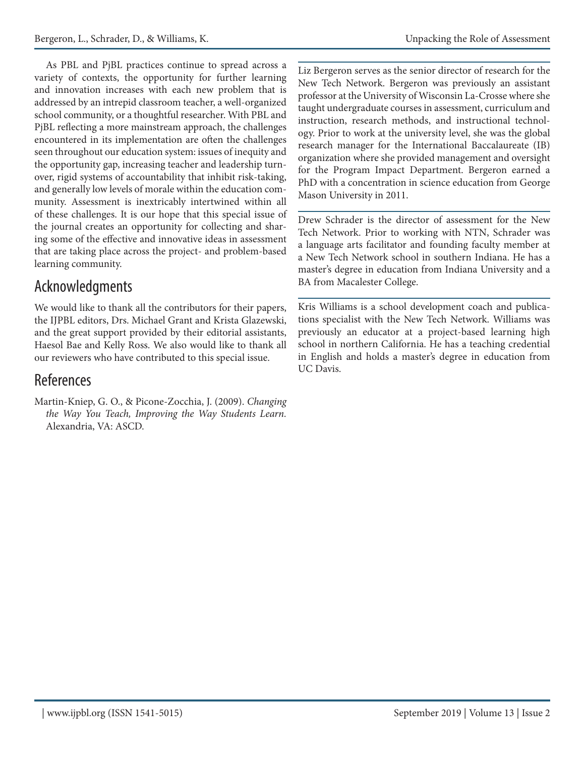As PBL and PjBL practices continue to spread across a variety of contexts, the opportunity for further learning and innovation increases with each new problem that is addressed by an intrepid classroom teacher, a well-organized school community, or a thoughtful researcher. With PBL and PjBL reflecting a more mainstream approach, the challenges encountered in its implementation are often the challenges seen throughout our education system: issues of inequity and the opportunity gap, increasing teacher and leadership turnover, rigid systems of accountability that inhibit risk-taking, and generally low levels of morale within the education community. Assessment is inextricably intertwined within all of these challenges. It is our hope that this special issue of the journal creates an opportunity for collecting and sharing some of the effective and innovative ideas in assessment that are taking place across the project- and problem-based learning community.

## Acknowledgments

We would like to thank all the contributors for their papers, the IJPBL editors, Drs. Michael Grant and Krista Glazewski, and the great support provided by their editorial assistants, Haesol Bae and Kelly Ross. We also would like to thank all our reviewers who have contributed to this special issue.

## References

Martin-Kniep, G. O., & Picone-Zocchia, J. (2009). *Changing the Way You Teach, Improving the Way Students Learn.* Alexandria, VA: ASCD.

---

Liz Bergeron serves as the senior director of research for the New Tech Network. Bergeron was previously an assistant professor at the University of Wisconsin La-Crosse where she taught undergraduate courses in assessment, curriculum and instruction, research methods, and instructional technology. Prior to work at the university level, she was the global research manager for the International Baccalaureate (IB) organization where she provided management and oversight for the Program Impact Department. Bergeron earned a PhD with a concentration in science education from George Mason University in 2011.

Drew Schrader is the director of assessment for the New Tech Network. Prior to working with NTN, Schrader was a language arts facilitator and founding faculty member at a New Tech Network school in southern Indiana. He has a master's degree in education from Indiana University and a BA from Macalester College.

Kris Williams is a school development coach and publications specialist with the New Tech Network. Williams was previously an educator at a project-based learning high school in northern California. He has a teaching credential in English and holds a master's degree in education from UC Davis.